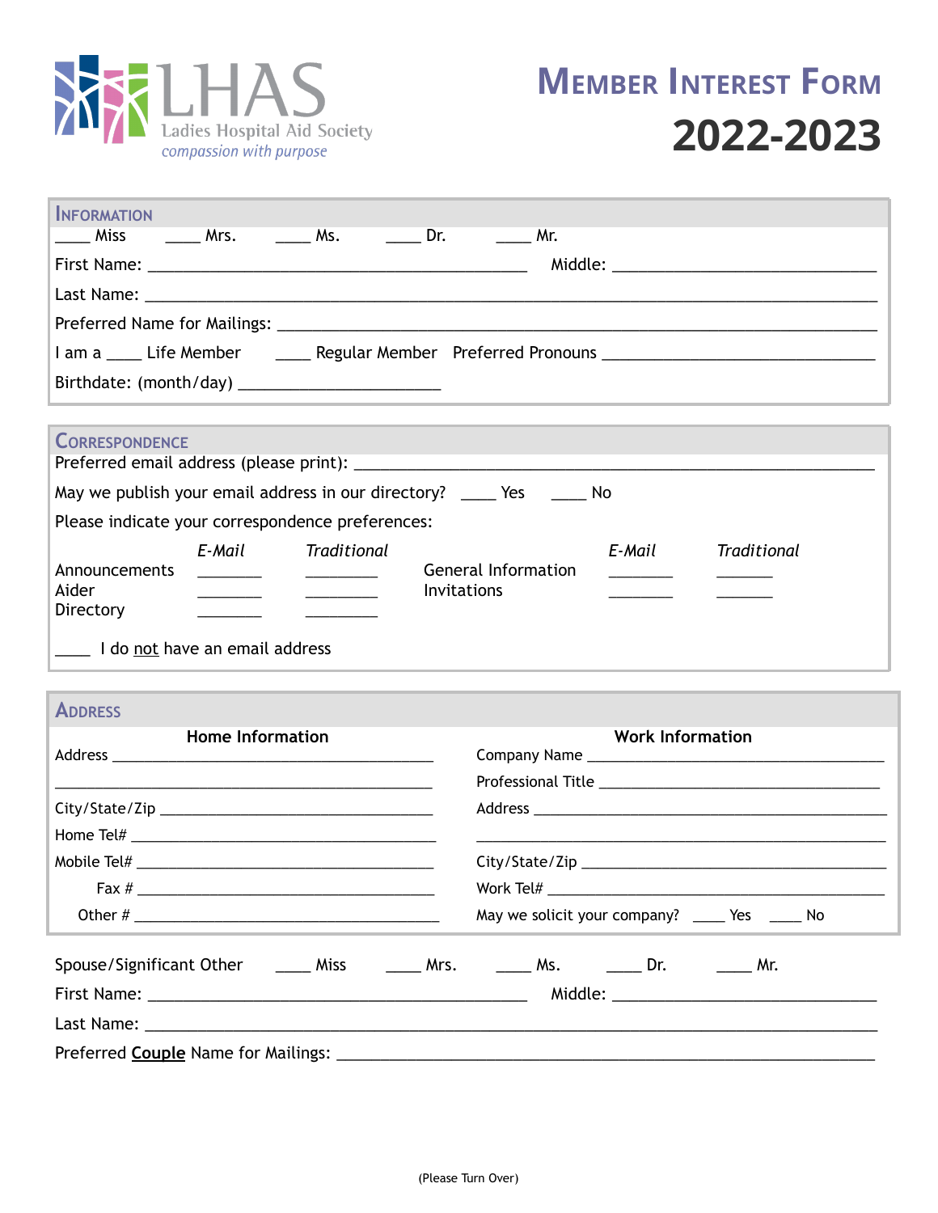LHAS
Ladies Hospital Aid Society
*compassion with purpose*

# MEMBER INTEREST FORM 2022-2023

## INFORMATION

____ Miss ____ Mrs. ____ Ms. ____ Dr. ____ Mr.

First Name: ______________________________ Middle: ______________________

Last Name: ______________________________________________________________

Preferred Name for Mailings: _____________________________________________

I am a ____ Life Member ____ Regular Member Preferred Pronouns ________________

Birthdate: (month/day) ________________

## CORRESPONDENCE

Preferred email address (please print): ____________________________________

May we publish your email address in our directory? ____ Yes ____ No

Please indicate your correspondence preferences:

| | *E-Mail* | *Traditional* | | *E-Mail* | *Traditional* |
|---|---|---|---|---|---|
| Announcements | _______ | _______ | General Information | _______ | _______ |
| Aider | _______ | _______ | Invitations | _______ | _______ |
| Directory | _______ | _______ | | | |

____ I do not have an email address

## ADDRESS

**Home Information**

Address ______________________________

______________________________________

City/State/Zip ________________________

Home Tel# ____________________________

Mobile Tel# ___________________________

Fax # ________________________________

Other # ______________________________

**Work Information**

Company Name ________________________

Professional Title ______________________

Address ______________________________

______________________________________

City/State/Zip ________________________

Work Tel# ____________________________

May we solicit your company? ____ Yes ____ No

Spouse/Significant Other ____ Miss ____ Mrs. ____ Ms. ____ Dr. ____ Mr.

First Name: ______________________________ Middle: ______________________

Last Name: ______________________________________________________________

Preferred **Couple** Name for Mailings: _______________________________________

(Please Turn Over)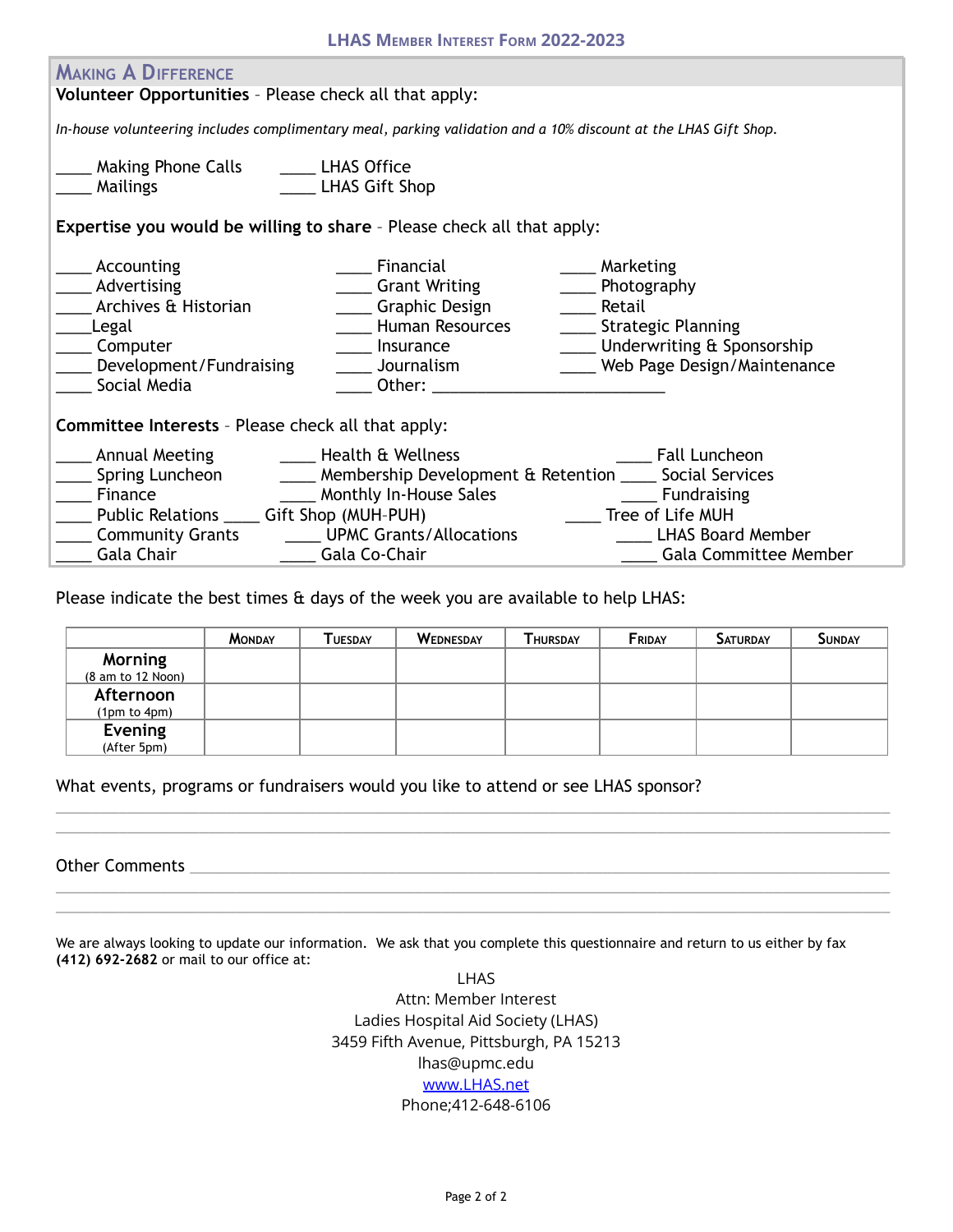# LHAS Member Interest Form 2022-2023

## Making A Difference

**Volunteer Opportunities** – Please check all that apply:

*In-house volunteering includes complimentary meal, parking validation and a 10% discount at the LHAS Gift Shop.*

____ Making Phone Calls
____ Mailings
____ LHAS Office
____ LHAS Gift Shop

**Expertise you would be willing to share** – Please check all that apply:

____ Accounting
____ Advertising
____ Archives & Historian
____Legal
____ Computer
____ Development/Fundraising
____ Social Media
____ Financial
____ Grant Writing
____ Graphic Design
____ Human Resources
____ Insurance
____ Journalism
____ Other: ___________________________
____ Marketing
____ Photography
____ Retail
____ Strategic Planning
____ Underwriting & Sponsorship
____ Web Page Design/Maintenance

**Committee Interests** – Please check all that apply:

____ Annual Meeting
____ Spring Luncheon
____ Finance
____ Public Relations
____ Community Grants
____ Gala Chair
____ Health & Wellness
____ Membership Development & Retention
____ Monthly In-House Sales
____ Gift Shop (MUH-PUH)
____ UPMC Grants/Allocations
____ Gala Co-Chair
____ Fall Luncheon
____ Social Services
____ Fundraising
____ Tree of Life MUH
____ LHAS Board Member
____ Gala Committee Member

Please indicate the best times & days of the week you are available to help LHAS:

| | Monday | Tuesday | Wednesday | Thursday | Friday | Saturday | Sunday |
|---|---|---|---|---|---|---|---|
| **Morning** (8 am to 12 Noon) | | | | | | | |
| **Afternoon** (1pm to 4pm) | | | | | | | |
| **Evening** (After 5pm) | | | | | | | |

What events, programs or fundraisers would you like to attend or see LHAS sponsor?

______________________________________________________________________________

______________________________________________________________________________

Other Comments ________________________________________________________________

______________________________________________________________________________

______________________________________________________________________________

We are always looking to update our information. We ask that you complete this questionnaire and return to us either by fax **(412) 692-2682** or mail to our office at:

LHAS
Attn: Member Interest
Ladies Hospital Aid Society (LHAS)
3459 Fifth Avenue, Pittsburgh, PA 15213
lhas@upmc.edu
www.LHAS.net
Phone;412-648-6106